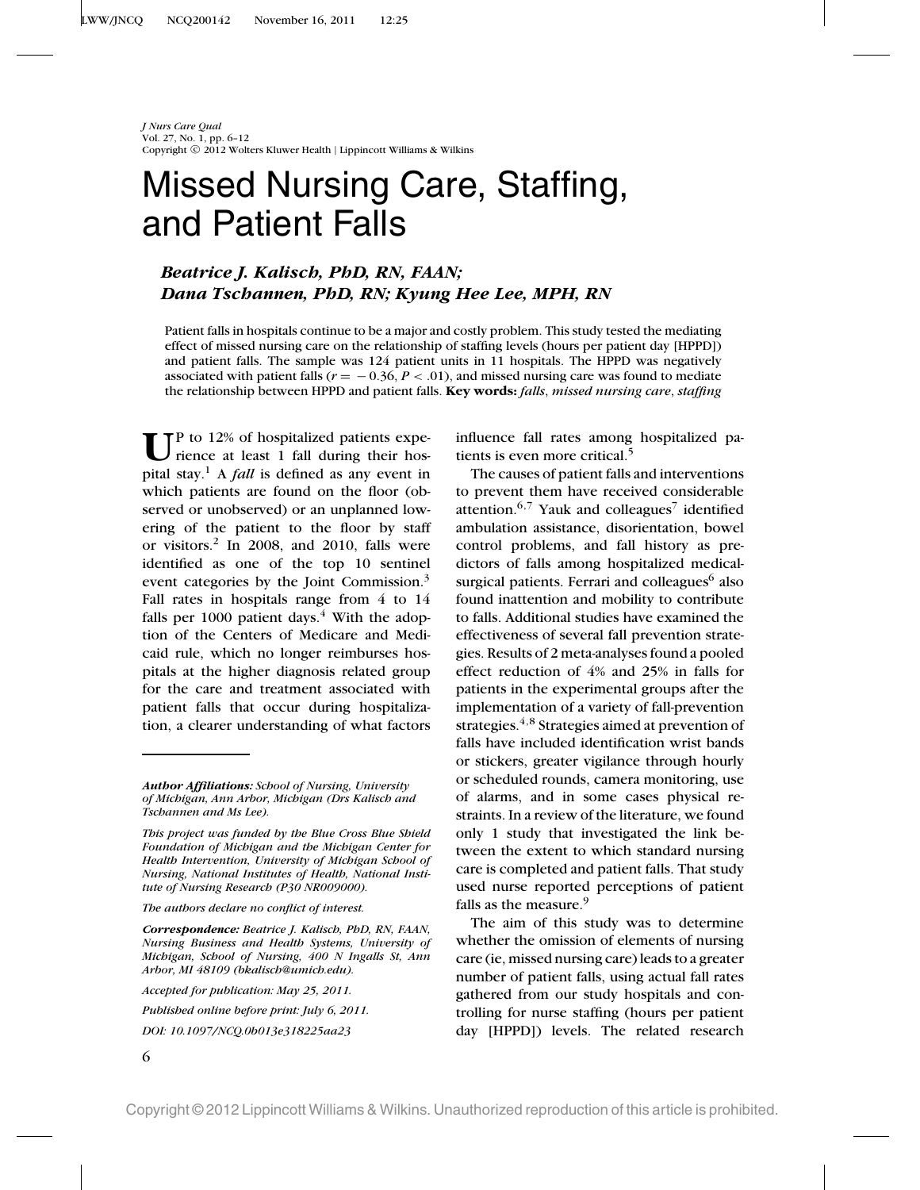# Missed Nursing Care, Staffing, and Patient Falls

***Beatrice J. Kalisch, PhD, RN, FAAN; Dana Tschannen, PhD, RN; Kyung Hee Lee, MPH, RN***

Patient falls in hospitals continue to be a major and costly problem. This study tested the mediating effect of missed nursing care on the relationship of staffing levels (hours per patient day [HPPD]) and patient falls. The sample was 124 patient units in 11 hospitals. The HPPD was negatively associated with patient falls ($r = -0.36$, $P < .01$), and missed nursing care was found to mediate the relationship between HPPD and patient falls. **Key words:** *falls*, *missed nursing care*, *staffing*

Up to 12% of hospitalized patients experience at least 1 fall during their hospital stay.[1] A *fall* is defined as any event in which patients are found on the floor (observed or unobserved) or an unplanned lowering of the patient to the floor by staff or visitors.[2] In 2008, and 2010, falls were identified as one of the top 10 sentinel event categories by the Joint Commission.[3] Fall rates in hospitals range from 4 to 14 falls per 1000 patient days.[4] With the adoption of the Centers of Medicare and Medicaid rule, which no longer reimburses hospitals at the higher diagnosis related group for the care and treatment associated with patient falls that occur during hospitalization, a clearer understanding of what factors influence fall rates among hospitalized patients is even more critical.[5]

The causes of patient falls and interventions to prevent them have received considerable attention.[6,7] Yauk and colleagues[7] identified ambulation assistance, disorientation, bowel control problems, and fall history as predictors of falls among hospitalized medical-surgical patients. Ferrari and colleagues[6] also found inattention and mobility to contribute to falls. Additional studies have examined the effectiveness of several fall prevention strategies. Results of 2 meta-analyses found a pooled effect reduction of 4% and 25% in falls for patients in the experimental groups after the implementation of a variety of fall-prevention strategies.[4,8] Strategies aimed at prevention of falls have included identification wrist bands or stickers, greater vigilance through hourly or scheduled rounds, camera monitoring, use of alarms, and in some cases physical restraints. In a review of the literature, we found only 1 study that investigated the link between the extent to which standard nursing care is completed and patient falls. That study used nurse reported perceptions of patient falls as the measure.[9]

The aim of this study was to determine whether the omission of elements of nursing care (ie, missed nursing care) leads to a greater number of patient falls, using actual fall rates gathered from our study hospitals and controlling for nurse staffing (hours per patient day [HPPD]) levels. The related research

---

***Author Affiliations:*** *School of Nursing, University of Michigan, Ann Arbor, Michigan (Drs Kalisch and Tschannen and Ms Lee).*

*This project was funded by the Blue Cross Blue Shield Foundation of Michigan and the Michigan Center for Health Intervention, University of Michigan School of Nursing, National Institutes of Health, National Institute of Nursing Research (P30 NR009000).*

*The authors declare no conflict of interest.*

***Correspondence:*** *Beatrice J. Kalisch, PhD, RN, FAAN, Nursing Business and Health Systems, University of Michigan, School of Nursing, 400 N Ingalls St, Ann Arbor, MI 48109 (bkalisch@umich.edu).*

*Accepted for publication: May 25, 2011.*

*Published online before print: July 6, 2011.*

*DOI: 10.1097/NCQ.0b013e318225aa23*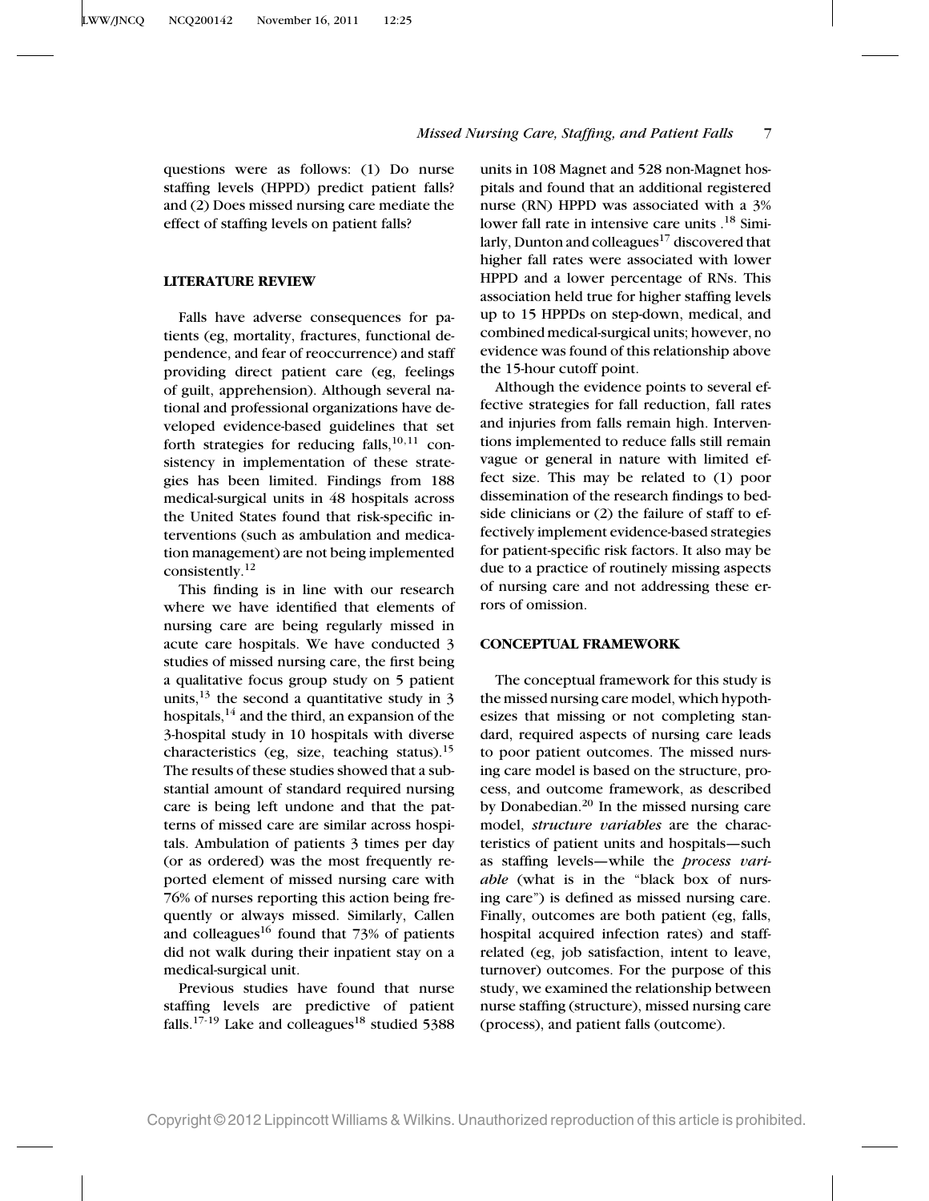questions were as follows: (1) Do nurse staffing levels (HPPD) predict patient falls? and (2) Does missed nursing care mediate the effect of staffing levels on patient falls?

## LITERATURE REVIEW

Falls have adverse consequences for patients (eg, mortality, fractures, functional dependence, and fear of reoccurrence) and staff providing direct patient care (eg, feelings of guilt, apprehension). Although several national and professional organizations have developed evidence-based guidelines that set forth strategies for reducing falls,[10,11] consistency in implementation of these strategies has been limited. Findings from 188 medical-surgical units in 48 hospitals across the United States found that risk-specific interventions (such as ambulation and medication management) are not being implemented consistently.[12]

This finding is in line with our research where we have identified that elements of nursing care are being regularly missed in acute care hospitals. We have conducted 3 studies of missed nursing care, the first being a qualitative focus group study on 5 patient units,[13] the second a quantitative study in 3 hospitals,[14] and the third, an expansion of the 3-hospital study in 10 hospitals with diverse characteristics (eg, size, teaching status).[15] The results of these studies showed that a substantial amount of standard required nursing care is being left undone and that the patterns of missed care are similar across hospitals. Ambulation of patients 3 times per day (or as ordered) was the most frequently reported element of missed nursing care with 76% of nurses reporting this action being frequently or always missed. Similarly, Callen and colleagues[16] found that 73% of patients did not walk during their inpatient stay on a medical-surgical unit.

Previous studies have found that nurse staffing levels are predictive of patient falls.[17-19] Lake and colleagues[18] studied 5388 units in 108 Magnet and 528 non-Magnet hospitals and found that an additional registered nurse (RN) HPPD was associated with a 3% lower fall rate in intensive care units .[18] Similarly, Dunton and colleagues[17] discovered that higher fall rates were associated with lower HPPD and a lower percentage of RNs. This association held true for higher staffing levels up to 15 HPPDs on step-down, medical, and combined medical-surgical units; however, no evidence was found of this relationship above the 15-hour cutoff point.

Although the evidence points to several effective strategies for fall reduction, fall rates and injuries from falls remain high. Interventions implemented to reduce falls still remain vague or general in nature with limited effect size. This may be related to (1) poor dissemination of the research findings to bedside clinicians or (2) the failure of staff to effectively implement evidence-based strategies for patient-specific risk factors. It also may be due to a practice of routinely missing aspects of nursing care and not addressing these errors of omission.

## CONCEPTUAL FRAMEWORK

The conceptual framework for this study is the missed nursing care model, which hypothesizes that missing or not completing standard, required aspects of nursing care leads to poor patient outcomes. The missed nursing care model is based on the structure, process, and outcome framework, as described by Donabedian.[20] In the missed nursing care model, ***structure variables*** are the characteristics of patient units and hospitals—such as staffing levels—while the ***process variable*** (what is in the "black box of nursing care") is defined as missed nursing care. Finally, outcomes are both patient (eg, falls, hospital acquired infection rates) and staff-related (eg, job satisfaction, intent to leave, turnover) outcomes. For the purpose of this study, we examined the relationship between nurse staffing (structure), missed nursing care (process), and patient falls (outcome).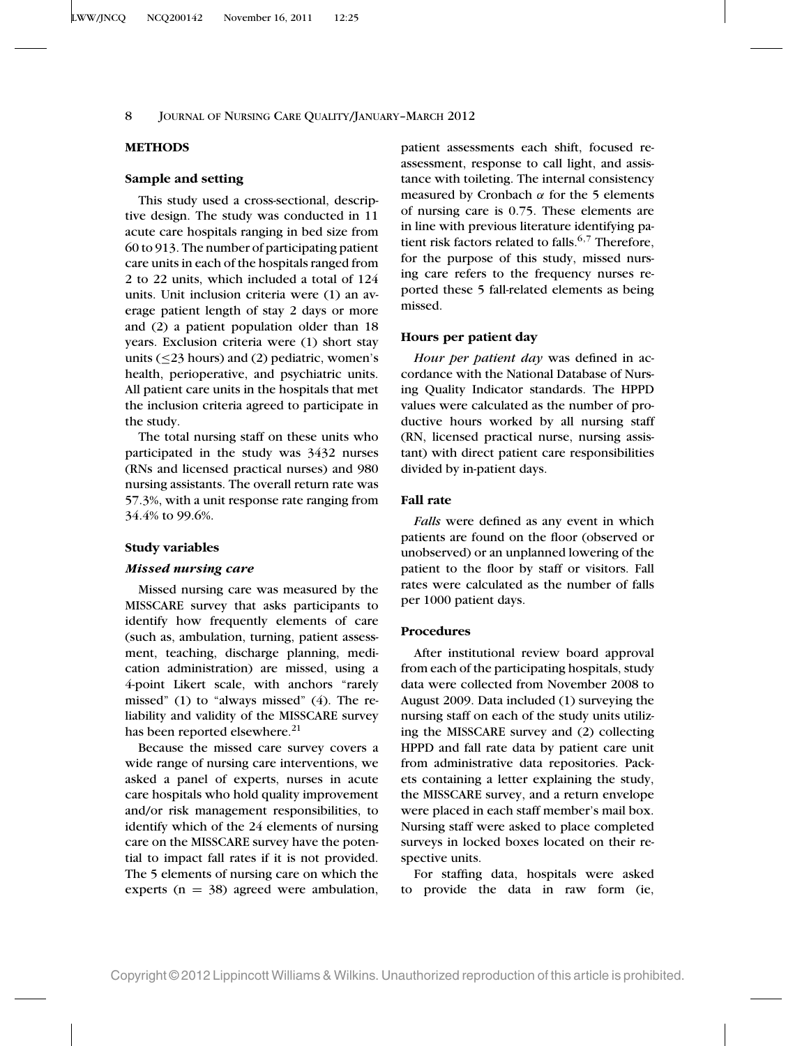## METHODS

### Sample and setting

This study used a cross-sectional, descriptive design. The study was conducted in 11 acute care hospitals ranging in bed size from 60 to 913. The number of participating patient care units in each of the hospitals ranged from 2 to 22 units, which included a total of 124 units. Unit inclusion criteria were (1) an average patient length of stay 2 days or more and (2) a patient population older than 18 years. Exclusion criteria were (1) short stay units ($\leq$23 hours) and (2) pediatric, women's health, perioperative, and psychiatric units. All patient care units in the hospitals that met the inclusion criteria agreed to participate in the study.

The total nursing staff on these units who participated in the study was 3432 nurses (RNs and licensed practical nurses) and 980 nursing assistants. The overall return rate was 57.3%, with a unit response rate ranging from 34.4% to 99.6%.

### Study variables

#### *Missed nursing care*

Missed nursing care was measured by the MISSCARE survey that asks participants to identify how frequently elements of care (such as, ambulation, turning, patient assessment, teaching, discharge planning, medication administration) are missed, using a 4-point Likert scale, with anchors "rarely missed" (1) to "always missed" (4). The reliability and validity of the MISSCARE survey has been reported elsewhere.[21]

Because the missed care survey covers a wide range of nursing care interventions, we asked a panel of experts, nurses in acute care hospitals who hold quality improvement and/or risk management responsibilities, to identify which of the 24 elements of nursing care on the MISSCARE survey have the potential to impact fall rates if it is not provided. The 5 elements of nursing care on which the experts (n = 38) agreed were ambulation, patient assessments each shift, focused reassessment, response to call light, and assistance with toileting. The internal consistency measured by Cronbach $\alpha$ for the 5 elements of nursing care is 0.75. These elements are in line with previous literature identifying patient risk factors related to falls.[6,7] Therefore, for the purpose of this study, missed nursing care refers to the frequency nurses reported these 5 fall-related elements as being missed.

### Hours per patient day

*Hour per patient day* was defined in accordance with the National Database of Nursing Quality Indicator standards. The HPPD values were calculated as the number of productive hours worked by all nursing staff (RN, licensed practical nurse, nursing assistant) with direct patient care responsibilities divided by in-patient days.

### Fall rate

*Falls* were defined as any event in which patients are found on the floor (observed or unobserved) or an unplanned lowering of the patient to the floor by staff or visitors. Fall rates were calculated as the number of falls per 1000 patient days.

### Procedures

After institutional review board approval from each of the participating hospitals, study data were collected from November 2008 to August 2009. Data included (1) surveying the nursing staff on each of the study units utilizing the MISSCARE survey and (2) collecting HPPD and fall rate data by patient care unit from administrative data repositories. Packets containing a letter explaining the study, the MISSCARE survey, and a return envelope were placed in each staff member's mail box. Nursing staff were asked to place completed surveys in locked boxes located on their respective units.

For staffing data, hospitals were asked to provide the data in raw form (ie,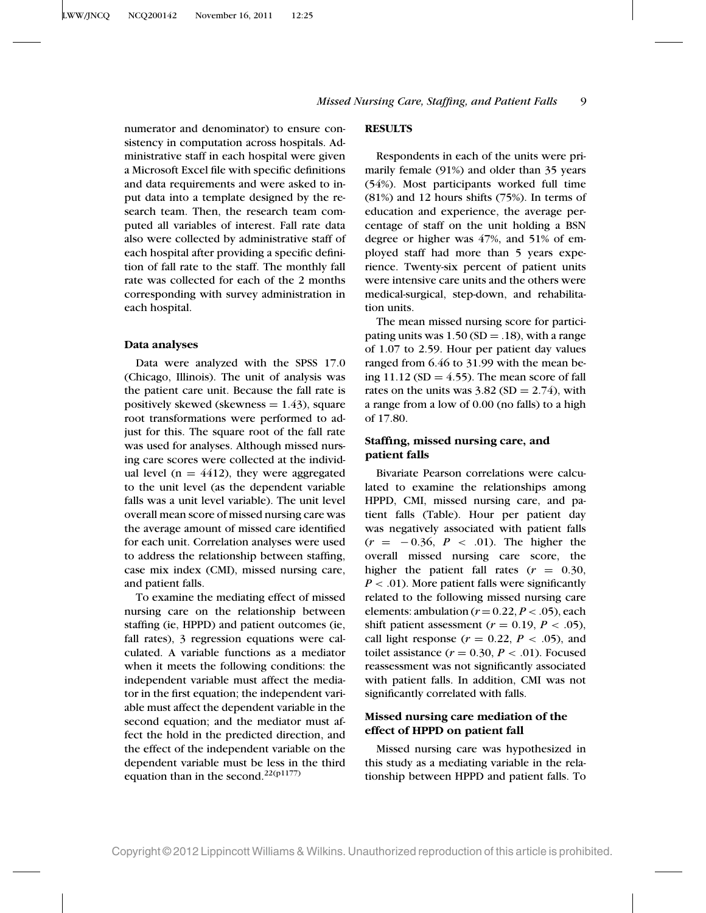numerator and denominator) to ensure consistency in computation across hospitals. Administrative staff in each hospital were given a Microsoft Excel file with specific definitions and data requirements and were asked to input data into a template designed by the research team. Then, the research team computed all variables of interest. Fall rate data also were collected by administrative staff of each hospital after providing a specific definition of fall rate to the staff. The monthly fall rate was collected for each of the 2 months corresponding with survey administration in each hospital.

### Data analyses

Data were analyzed with the SPSS 17.0 (Chicago, Illinois). The unit of analysis was the patient care unit. Because the fall rate is positively skewed (skewness = 1.43), square root transformations were performed to adjust for this. The square root of the fall rate was used for analyses. Although missed nursing care scores were collected at the individual level (n = 4412), they were aggregated to the unit level (as the dependent variable falls was a unit level variable). The unit level overall mean score of missed nursing care was the average amount of missed care identified for each unit. Correlation analyses were used to address the relationship between staffing, case mix index (CMI), missed nursing care, and patient falls.

To examine the mediating effect of missed nursing care on the relationship between staffing (ie, HPPD) and patient outcomes (ie, fall rates), 3 regression equations were calculated. A variable functions as a mediator when it meets the following conditions: the independent variable must affect the mediator in the first equation; the independent variable must affect the dependent variable in the second equation; and the mediator must affect the hold in the predicted direction, and the effect of the independent variable on the dependent variable must be less in the third equation than in the second.[22(p1177)]

## RESULTS

Respondents in each of the units were primarily female (91%) and older than 35 years (54%). Most participants worked full time (81%) and 12 hours shifts (75%). In terms of education and experience, the average percentage of staff on the unit holding a BSN degree or higher was 47%, and 51% of employed staff had more than 5 years experience. Twenty-six percent of patient units were intensive care units and the others were medical-surgical, step-down, and rehabilitation units.

The mean missed nursing score for participating units was 1.50 (SD = .18), with a range of 1.07 to 2.59. Hour per patient day values ranged from 6.46 to 31.99 with the mean being 11.12 (SD = 4.55). The mean score of fall rates on the units was 3.82 (SD = 2.74), with a range from a low of 0.00 (no falls) to a high of 17.80.

### Staffing, missed nursing care, and patient falls

Bivariate Pearson correlations were calculated to examine the relationships among HPPD, CMI, missed nursing care, and patient falls (Table). Hour per patient day was negatively associated with patient falls ($r = -0.36$, $P < .01$). The higher the overall missed nursing care score, the higher the patient fall rates ($r = 0.30$, $P < .01$). More patient falls were significantly related to the following missed nursing care elements: ambulation ($r = 0.22$, $P < .05$), each shift patient assessment ($r = 0.19$, $P < .05$), call light response ($r = 0.22$, $P < .05$), and toilet assistance ($r = 0.30$, $P < .01$). Focused reassessment was not significantly associated with patient falls. In addition, CMI was not significantly correlated with falls.

### Missed nursing care mediation of the effect of HPPD on patient fall

Missed nursing care was hypothesized in this study as a mediating variable in the relationship between HPPD and patient falls. To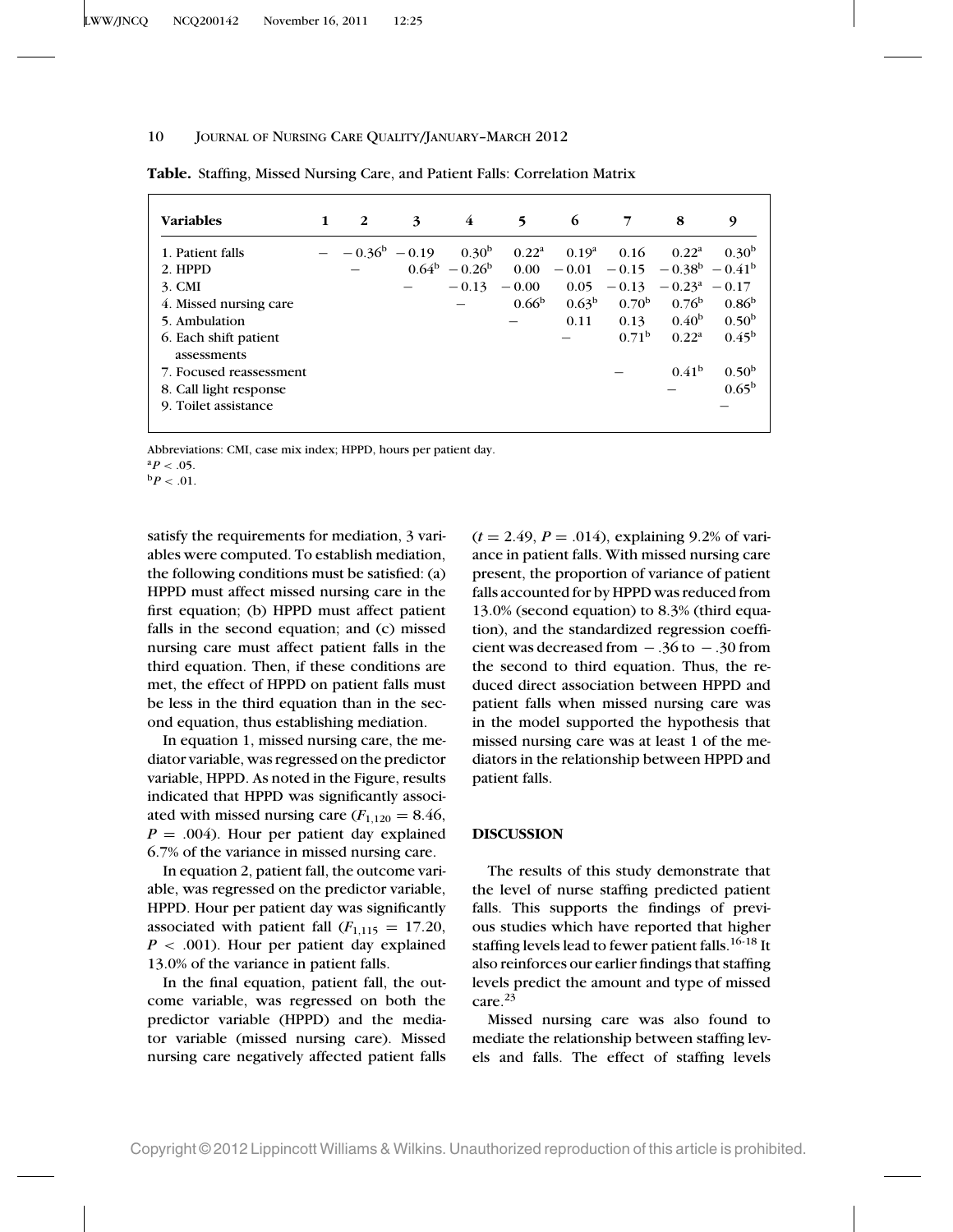**Table.** Staffing, Missed Nursing Care, and Patient Falls: Correlation Matrix

| Variables | 1 | 2 | 3 | 4 | 5 | 6 | 7 | 8 | 9 |
|---|---|---|---|---|---|---|---|---|---|
| 1. Patient falls | – | −0.36[b] | −0.19 | 0.30[b] | 0.22[a] | 0.19[a] | 0.16 | 0.22[a] | 0.30[b] |
| 2. HPPD | | – | 0.64[b] | −0.26[b] | 0.00 | −0.01 | −0.15 | −0.38[b] | −0.41[b] |
| 3. CMI | | | – | −0.13 | −0.00 | 0.05 | −0.13 | −0.23[a] | −0.17 |
| 4. Missed nursing care | | | | – | 0.66[b] | 0.63[b] | 0.70[b] | 0.76[b] | 0.86[b] |
| 5. Ambulation | | | | | – | 0.11 | 0.13 | 0.40[b] | 0.50[b] |
| 6. Each shift patient assessments | | | | | | – | 0.71[b] | 0.22[a] | 0.45[b] |
| 7. Focused reassessment | | | | | | | – | 0.41[b] | 0.50[b] |
| 8. Call light response | | | | | | | | – | 0.65[b] |
| 9. Toilet assistance | | | | | | | | | – |

Abbreviations: CMI, case mix index; HPPD, hours per patient day.
[a]$P < .05$.
[b]$P < .01$.

satisfy the requirements for mediation, 3 variables were computed. To establish mediation, the following conditions must be satisfied: (a) HPPD must affect missed nursing care in the first equation; (b) HPPD must affect patient falls in the second equation; and (c) missed nursing care must affect patient falls in the third equation. Then, if these conditions are met, the effect of HPPD on patient falls must be less in the third equation than in the second equation, thus establishing mediation.

In equation 1, missed nursing care, the mediator variable, was regressed on the predictor variable, HPPD. As noted in the Figure, results indicated that HPPD was significantly associated with missed nursing care ($F_{1,120} = 8.46$, $P = .004$). Hour per patient day explained 6.7% of the variance in missed nursing care.

In equation 2, patient fall, the outcome variable, was regressed on the predictor variable, HPPD. Hour per patient day was significantly associated with patient fall ($F_{1,115} = 17.20$, $P < .001$). Hour per patient day explained 13.0% of the variance in patient falls.

In the final equation, patient fall, the outcome variable, was regressed on both the predictor variable (HPPD) and the mediator variable (missed nursing care). Missed nursing care negatively affected patient falls ($t = 2.49$, $P = .014$), explaining 9.2% of variance in patient falls. With missed nursing care present, the proportion of variance of patient falls accounted for by HPPD was reduced from 13.0% (second equation) to 8.3% (third equation), and the standardized regression coefficient was decreased from −.36 to −.30 from the second to third equation. Thus, the reduced direct association between HPPD and patient falls when missed nursing care was in the model supported the hypothesis that missed nursing care was at least 1 of the mediators in the relationship between HPPD and patient falls.

## DISCUSSION

The results of this study demonstrate that the level of nurse staffing predicted patient falls. This supports the findings of previous studies which have reported that higher staffing levels lead to fewer patient falls.[16-18] It also reinforces our earlier findings that staffing levels predict the amount and type of missed care.[23]

Missed nursing care was also found to mediate the relationship between staffing levels and falls. The effect of staffing levels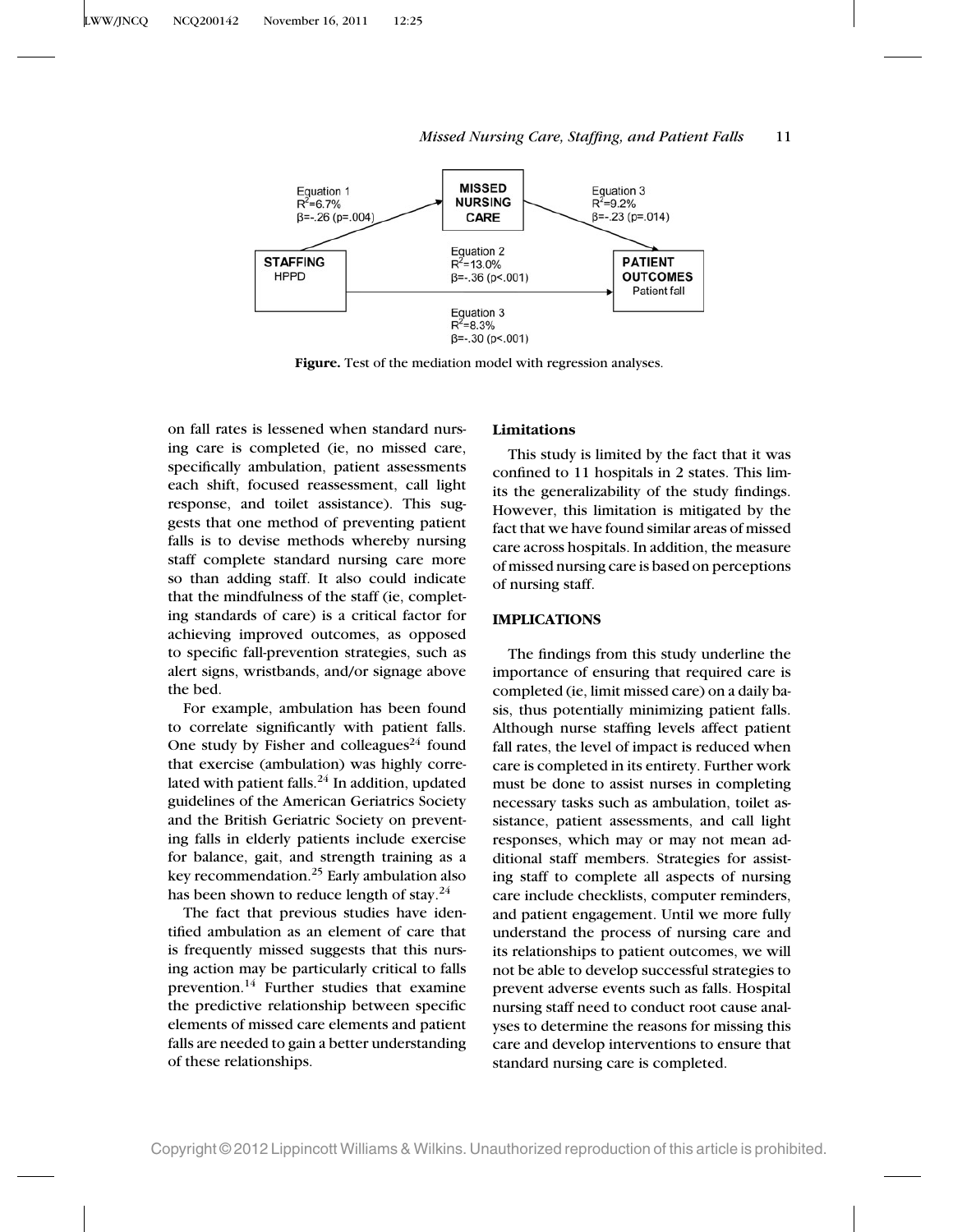MISSED NURSING CARE

STAFFING HPPD

PATIENT OUTCOMES Patient fall

Equation 1
$R^2$=6.7%
β=-.26 (p=.004)

Equation 2
$R^2$=13.0%
β=-.36 (p<.001)

Equation 3
$R^2$=9.2%
β=-.23 (p=.014)

Equation 3
$R^2$=8.3%
β=-.30 (p<.001)

**Figure.** Test of the mediation model with regression analyses.

on fall rates is lessened when standard nursing care is completed (ie, no missed care, specifically ambulation, patient assessments each shift, focused reassessment, call light response, and toilet assistance). This suggests that one method of preventing patient falls is to devise methods whereby nursing staff complete standard nursing care more so than adding staff. It also could indicate that the mindfulness of the staff (ie, completing standards of care) is a critical factor for achieving improved outcomes, as opposed to specific fall-prevention strategies, such as alert signs, wristbands, and/or signage above the bed.

For example, ambulation has been found to correlate significantly with patient falls. One study by Fisher and colleagues[24] found that exercise (ambulation) was highly correlated with patient falls.[24] In addition, updated guidelines of the American Geriatrics Society and the British Geriatric Society on preventing falls in elderly patients include exercise for balance, gait, and strength training as a key recommendation.[25] Early ambulation also has been shown to reduce length of stay.[24]

The fact that previous studies have identified ambulation as an element of care that is frequently missed suggests that this nursing action may be particularly critical to falls prevention.[14] Further studies that examine the predictive relationship between specific elements of missed care elements and patient falls are needed to gain a better understanding of these relationships.

### Limitations

This study is limited by the fact that it was confined to 11 hospitals in 2 states. This limits the generalizability of the study findings. However, this limitation is mitigated by the fact that we have found similar areas of missed care across hospitals. In addition, the measure of missed nursing care is based on perceptions of nursing staff.

## IMPLICATIONS

The findings from this study underline the importance of ensuring that required care is completed (ie, limit missed care) on a daily basis, thus potentially minimizing patient falls. Although nurse staffing levels affect patient fall rates, the level of impact is reduced when care is completed in its entirety. Further work must be done to assist nurses in completing necessary tasks such as ambulation, toilet assistance, patient assessments, and call light responses, which may or may not mean additional staff members. Strategies for assisting staff to complete all aspects of nursing care include checklists, computer reminders, and patient engagement. Until we more fully understand the process of nursing care and its relationships to patient outcomes, we will not be able to develop successful strategies to prevent adverse events such as falls. Hospital nursing staff need to conduct root cause analyses to determine the reasons for missing this care and develop interventions to ensure that standard nursing care is completed.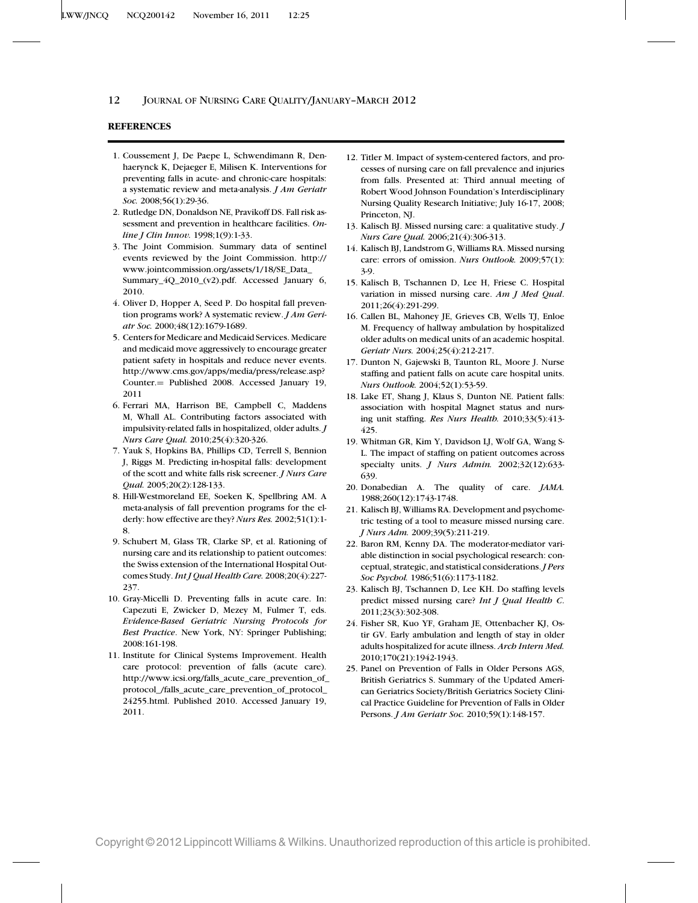## REFERENCES

1. Coussement J, De Paepe L, Schwendimann R, Denhaerynck K, Dejaeger E, Milisen K. Interventions for preventing falls in acute- and chronic-care hospitals: a systematic review and meta-analysis. *J Am Geriatr Soc.* 2008;56(1):29-36.
2. Rutledge DN, Donaldson NE, Pravikoff DS. Fall risk assessment and prevention in healthcare facilities. *Online J Clin Innov.* 1998;1(9):1-33.
3. The Joint Commision. Summary data of sentinel events reviewed by the Joint Commission. http://www.jointcommission.org/assets/1/18/SE_Data_Summary_4Q_2010_(v2).pdf. Accessed January 6, 2010.
4. Oliver D, Hopper A, Seed P. Do hospital fall prevention programs work? A systematic review. *J Am Geriatr Soc.* 2000;48(12):1679-1689.
5. Centers for Medicare and Medicaid Services. Medicare and medicaid move aggressively to encourage greater patient safety in hospitals and reduce never events. http://www.cms.gov/apps/media/press/release.asp?Counter.= Published 2008. Accessed January 19, 2011
6. Ferrari MA, Harrison BE, Campbell C, Maddens M, Whall AL. Contributing factors associated with impulsivity-related falls in hospitalized, older adults. *J Nurs Care Qual.* 2010;25(4):320-326.
7. Yauk S, Hopkins BA, Phillips CD, Terrell S, Bennion J, Riggs M. Predicting in-hospital falls: development of the scott and white falls risk screener. *J Nurs Care Qual.* 2005;20(2):128-133.
8. Hill-Westmoreland EE, Soeken K, Spellbring AM. A meta-analysis of fall prevention programs for the elderly: how effective are they? *Nurs Res.* 2002;51(1):1-8.
9. Schubert M, Glass TR, Clarke SP, et al. Rationing of nursing care and its relationship to patient outcomes: the Swiss extension of the International Hospital Outcomes Study. *Int J Qual Health Care.* 2008;20(4):227-237.
10. Gray-Micelli D. Preventing falls in acute care. In: Capezuti E, Zwicker D, Mezey M, Fulmer T, eds. *Evidence-Based Geriatric Nursing Protocols for Best Practice*. New York, NY: Springer Publishing; 2008:161-198.
11. Institute for Clinical Systems Improvement. Health care protocol: prevention of falls (acute care). http://www.icsi.org/falls_acute_care_prevention_of_protocol_/falls_acute_care_prevention_of_protocol_24255.html. Published 2010. Accessed January 19, 2011.
12. Titler M. Impact of system-centered factors, and processes of nursing care on fall prevalence and injuries from falls. Presented at: Third annual meeting of Robert Wood Johnson Foundation's Interdisciplinary Nursing Quality Research Initiative; July 16-17, 2008; Princeton, NJ.
13. Kalisch BJ. Missed nursing care: a qualitative study. *J Nurs Care Qual.* 2006;21(4):306-313.
14. Kalisch BJ, Landstrom G, Williams RA. Missed nursing care: errors of omission. *Nurs Outlook.* 2009;57(1):3-9.
15. Kalisch B, Tschannen D, Lee H, Friese C. Hospital variation in missed nursing care. *Am J Med Qual*. 2011;26(4):291-299.
16. Callen BL, Mahoney JE, Grieves CB, Wells TJ, Enloe M. Frequency of hallway ambulation by hospitalized older adults on medical units of an academic hospital. *Geriatr Nurs.* 2004;25(4):212-217.
17. Dunton N, Gajewski B, Taunton RL, Moore J. Nurse staffing and patient falls on acute care hospital units. *Nurs Outlook.* 2004;52(1):53-59.
18. Lake ET, Shang J, Klaus S, Dunton NE. Patient falls: association with hospital Magnet status and nursing unit staffing. *Res Nurs Health.* 2010;33(5):413-425.
19. Whitman GR, Kim Y, Davidson LJ, Wolf GA, Wang S-L. The impact of staffing on patient outcomes across specialty units. *J Nurs Admin.* 2002;32(12):633-639.
20. Donabedian A. The quality of care. *JAMA.* 1988;260(12):1743-1748.
21. Kalisch BJ, Williams RA. Development and psychometric testing of a tool to measure missed nursing care. *J Nurs Adm.* 2009;39(5):211-219.
22. Baron RM, Kenny DA. The moderator-mediator variable distinction in social psychological research: conceptual, strategic, and statistical considerations. *J Pers Soc Psychol.* 1986;51(6):1173-1182.
23. Kalisch BJ, Tschannen D, Lee KH. Do staffing levels predict missed nursing care? *Int J Qual Health C*. 2011;23(3):302-308.
24. Fisher SR, Kuo YF, Graham JE, Ottenbacher KJ, Ostir GV. Early ambulation and length of stay in older adults hospitalized for acute illness. *Arch Intern Med.* 2010;170(21):1942-1943.
25. Panel on Prevention of Falls in Older Persons AGS, British Geriatrics S. Summary of the Updated American Geriatrics Society/British Geriatrics Society Clinical Practice Guideline for Prevention of Falls in Older Persons. *J Am Geriatr Soc.* 2010;59(1):148-157.